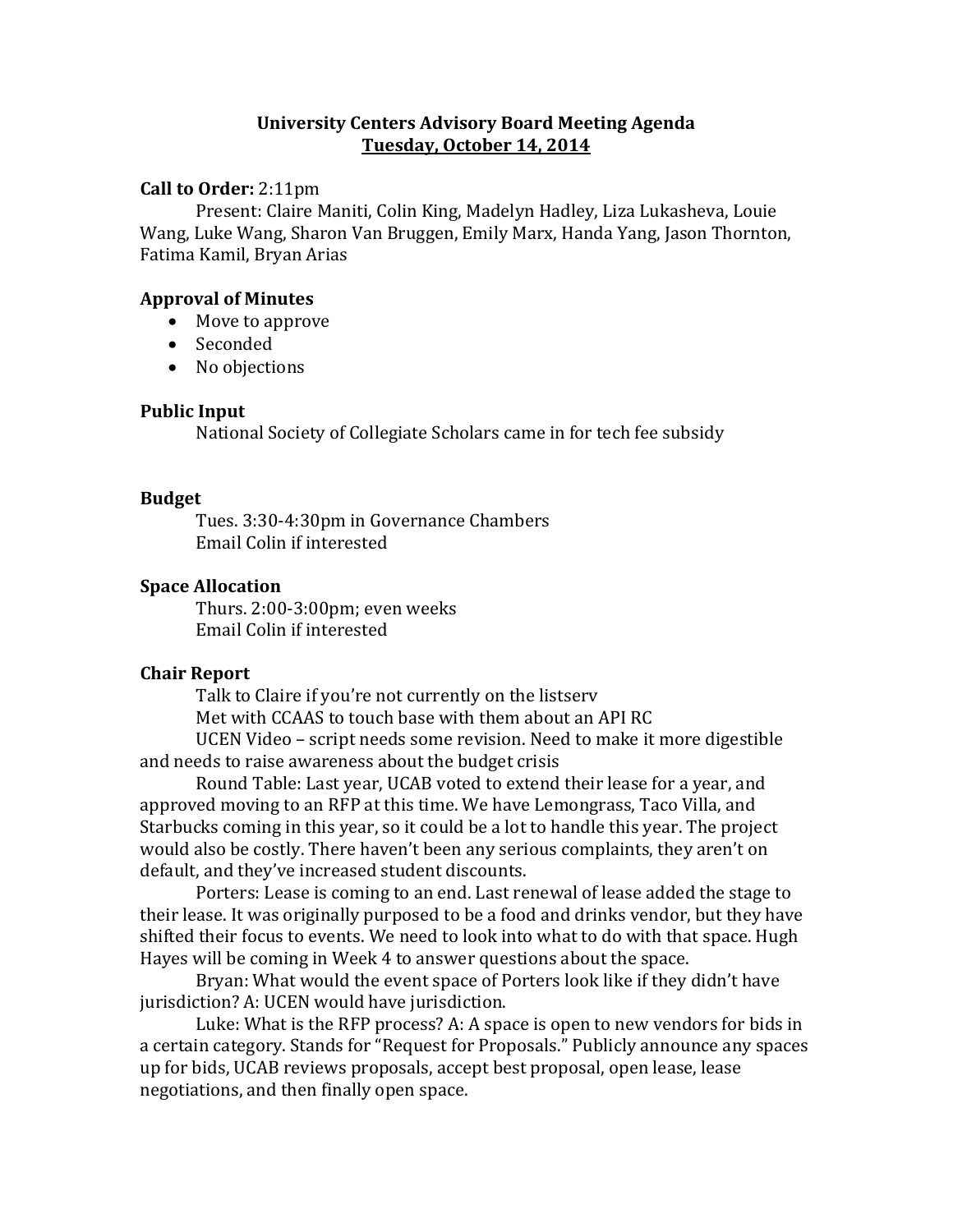# University Centers Advisory Board Meeting Agenda

## Tuesday, October 14, 2014

**Call to Order:** 2:11pm

Present: Claire Maniti, Colin King, Madelyn Hadley, Liza Lukasheva, Louie Wang, Luke Wang, Sharon Van Bruggen, Emily Marx, Handa Yang, Jason Thornton, Fatima Kamil, Bryan Arias

**Approval of Minutes**

- Move to approve
- Seconded
- No objections

**Public Input**

National Society of Collegiate Scholars came in for tech fee subsidy

**Budget**

Tues. 3:30-4:30pm in Governance Chambers
Email Colin if interested

**Space Allocation**

Thurs. 2:00-3:00pm; even weeks
Email Colin if interested

**Chair Report**

Talk to Claire if you're not currently on the listserv

Met with CCAAS to touch base with them about an API RC

UCEN Video – script needs some revision. Need to make it more digestible and needs to raise awareness about the budget crisis

Round Table: Last year, UCAB voted to extend their lease for a year, and approved moving to an RFP at this time. We have Lemongrass, Taco Villa, and Starbucks coming in this year, so it could be a lot to handle this year. The project would also be costly. There haven't been any serious complaints, they aren't on default, and they've increased student discounts.

Porters: Lease is coming to an end. Last renewal of lease added the stage to their lease. It was originally purposed to be a food and drinks vendor, but they have shifted their focus to events. We need to look into what to do with that space. Hugh Hayes will be coming in Week 4 to answer questions about the space.

Bryan: What would the event space of Porters look like if they didn't have jurisdiction? A: UCEN would have jurisdiction.

Luke: What is the RFP process? A: A space is open to new vendors for bids in a certain category. Stands for "Request for Proposals." Publicly announce any spaces up for bids, UCAB reviews proposals, accept best proposal, open lease, lease negotiations, and then finally open space.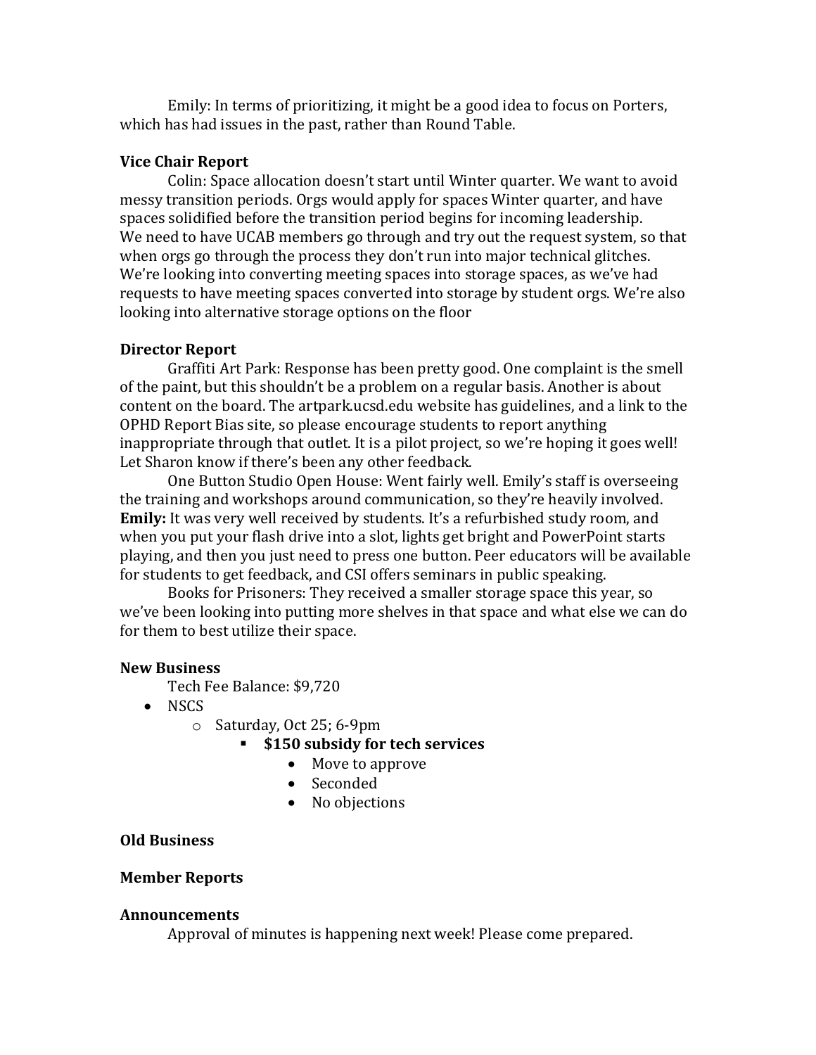Emily: In terms of prioritizing, it might be a good idea to focus on Porters, which has had issues in the past, rather than Round Table.

**Vice Chair Report**

Colin: Space allocation doesn't start until Winter quarter. We want to avoid messy transition periods. Orgs would apply for spaces Winter quarter, and have spaces solidified before the transition period begins for incoming leadership. We need to have UCAB members go through and try out the request system, so that when orgs go through the process they don't run into major technical glitches. We're looking into converting meeting spaces into storage spaces, as we've had requests to have meeting spaces converted into storage by student orgs. We're also looking into alternative storage options on the floor

**Director Report**

Graffiti Art Park: Response has been pretty good. One complaint is the smell of the paint, but this shouldn't be a problem on a regular basis. Another is about content on the board. The artpark.ucsd.edu website has guidelines, and a link to the OPHD Report Bias site, so please encourage students to report anything inappropriate through that outlet. It is a pilot project, so we're hoping it goes well! Let Sharon know if there's been any other feedback.

One Button Studio Open House: Went fairly well. Emily's staff is overseeing the training and workshops around communication, so they're heavily involved. **Emily:** It was very well received by students. It's a refurbished study room, and when you put your flash drive into a slot, lights get bright and PowerPoint starts playing, and then you just need to press one button. Peer educators will be available for students to get feedback, and CSI offers seminars in public speaking.

Books for Prisoners: They received a smaller storage space this year, so we've been looking into putting more shelves in that space and what else we can do for them to best utilize their space.

**New Business**

Tech Fee Balance: $9,720

- NSCS
  - Saturday, Oct 25; 6-9pm
    - **$150 subsidy for tech services**
      - Move to approve
      - Seconded
      - No objections

**Old Business**

**Member Reports**

**Announcements**

Approval of minutes is happening next week! Please come prepared.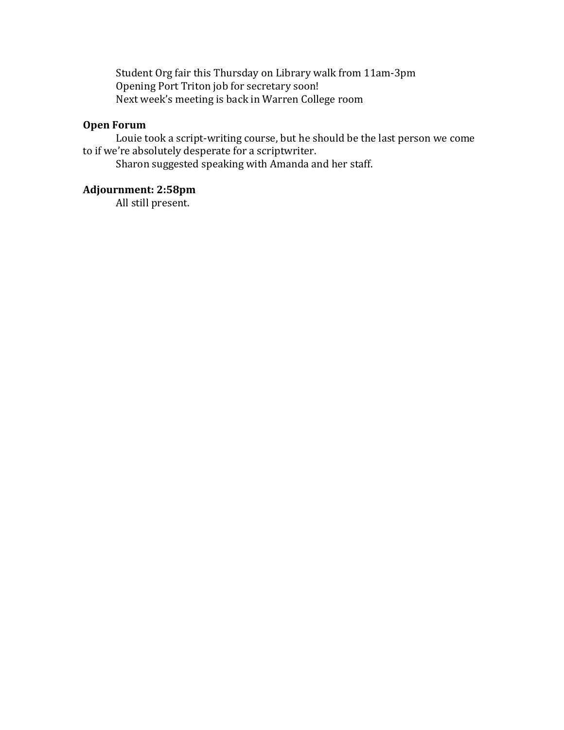Student Org fair this Thursday on Library walk from 11am-3pm
Opening Port Triton job for secretary soon!
Next week's meeting is back in Warren College room

**Open Forum**

Louie took a script-writing course, but he should be the last person we come to if we're absolutely desperate for a scriptwriter.

Sharon suggested speaking with Amanda and her staff.

**Adjournment: 2:58pm**

All still present.